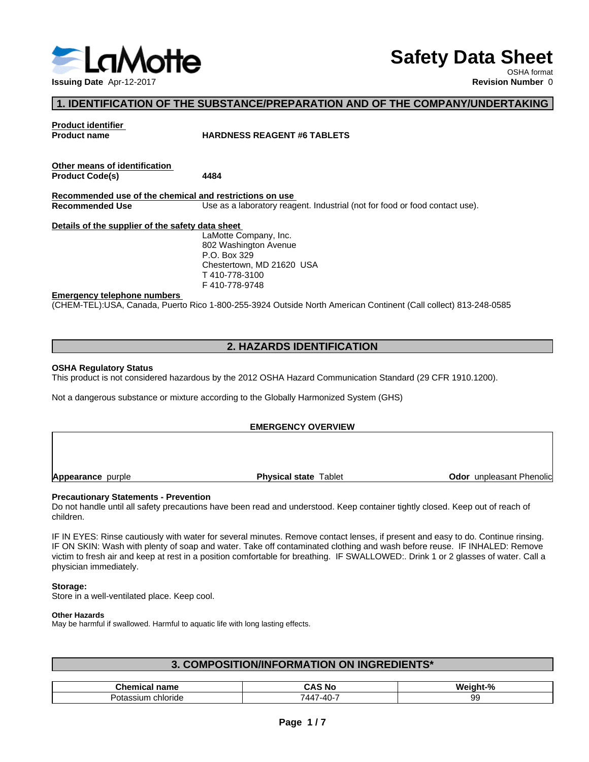# Safety Data Sheet

OSHA format

**Issuing Date** Apr-12-2017 **Revision Number** 0

## 1. IDENTIFICATION OF THE SUBSTANCE/PREPARATION AND OF THE COMPANY/UNDERTAKING

**Product identifier**

**Product name** **HARDNESS REAGENT #6 TABLETS**

**Other means of identification**

**Product Code(s)** **4484**

**Recommended use of the chemical and restrictions on use**

**Recommended Use** Use as a laboratory reagent. Industrial (not for food or food contact use).

**Details of the supplier of the safety data sheet**

LaMotte Company, Inc.
802 Washington Avenue
P.O. Box 329
Chestertown, MD 21620 USA
T 410-778-3100
F 410-778-9748

**Emergency telephone numbers**

(CHEM-TEL):USA, Canada, Puerto Rico 1-800-255-3924 Outside North American Continent (Call collect) 813-248-0585

## 2. HAZARDS IDENTIFICATION

**OSHA Regulatory Status**

This product is not considered hazardous by the 2012 OSHA Hazard Communication Standard (29 CFR 1910.1200).

Not a dangerous substance or mixture according to the Globally Harmonized System (GHS)

**EMERGENCY OVERVIEW**

| **Appearance** purple | **Physical state** Tablet | **Odor** unpleasant Phenolic |
|---|---|---|

**Precautionary Statements - Prevention**

Do not handle until all safety precautions have been read and understood. Keep container tightly closed. Keep out of reach of children.

IF IN EYES: Rinse cautiously with water for several minutes. Remove contact lenses, if present and easy to do. Continue rinsing. IF ON SKIN: Wash with plenty of soap and water. Take off contaminated clothing and wash before reuse. IF INHALED: Remove victim to fresh air and keep at rest in a position comfortable for breathing. IF SWALLOWED:. Drink 1 or 2 glasses of water. Call a physician immediately.

**Storage:**

Store in a well-ventilated place. Keep cool.

**Other Hazards**

May be harmful if swallowed. Harmful to aquatic life with long lasting effects.

## 3. COMPOSITION/INFORMATION ON INGREDIENTS*

| Chemical name | CAS No | Weight-% |
|---|---|---|
| Potassium chloride | 7447-40-7 | 99 |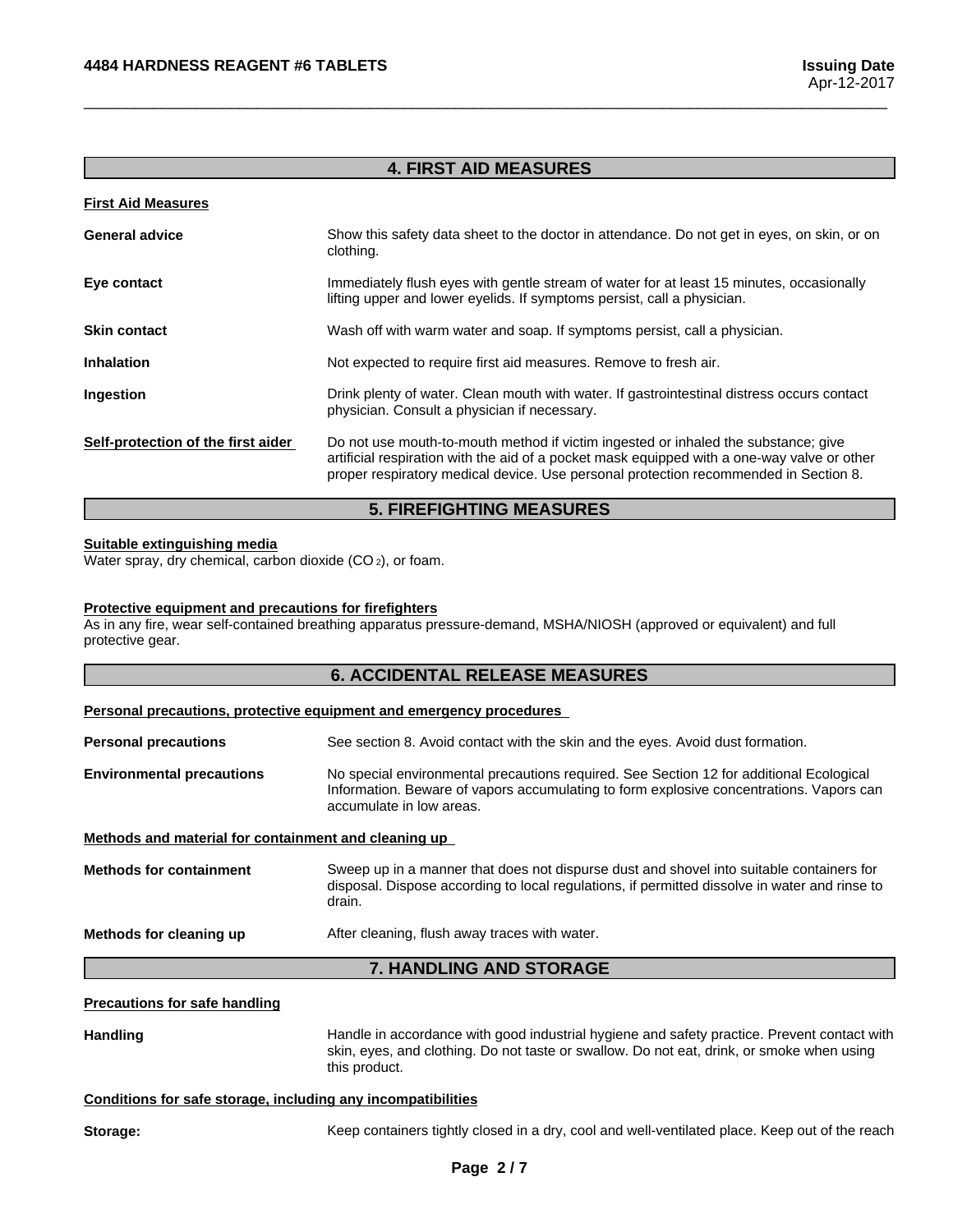## 4. FIRST AID MEASURES

**First Aid Measures**

**General advice**
Show this safety data sheet to the doctor in attendance. Do not get in eyes, on skin, or on clothing.

**Eye contact**
Immediately flush eyes with gentle stream of water for at least 15 minutes, occasionally lifting upper and lower eyelids. If symptoms persist, call a physician.

**Skin contact**
Wash off with warm water and soap. If symptoms persist, call a physician.

**Inhalation**
Not expected to require first aid measures. Remove to fresh air.

**Ingestion**
Drink plenty of water. Clean mouth with water. If gastrointestinal distress occurs contact physician. Consult a physician if necessary.

**Self-protection of the first aider**
Do not use mouth-to-mouth method if victim ingested or inhaled the substance; give artificial respiration with the aid of a pocket mask equipped with a one-way valve or other proper respiratory medical device. Use personal protection recommended in Section 8.

## 5. FIREFIGHTING MEASURES

**Suitable extinguishing media**
Water spray, dry chemical, carbon dioxide ($CO_2$), or foam.

**Protective equipment and precautions for firefighters**
As in any fire, wear self-contained breathing apparatus pressure-demand, MSHA/NIOSH (approved or equivalent) and full protective gear.

## 6. ACCIDENTAL RELEASE MEASURES

**Personal precautions, protective equipment and emergency procedures**

**Personal precautions**
See section 8. Avoid contact with the skin and the eyes. Avoid dust formation.

**Environmental precautions**
No special environmental precautions required. See Section 12 for additional Ecological Information. Beware of vapors accumulating to form explosive concentrations. Vapors can accumulate in low areas.

**Methods and material for containment and cleaning up**

**Methods for containment**
Sweep up in a manner that does not dispurse dust and shovel into suitable containers for disposal. Dispose according to local regulations, if permitted dissolve in water and rinse to drain.

**Methods for cleaning up**
After cleaning, flush away traces with water.

## 7. HANDLING AND STORAGE

**Precautions for safe handling**

**Handling**
Handle in accordance with good industrial hygiene and safety practice. Prevent contact with skin, eyes, and clothing. Do not taste or swallow. Do not eat, drink, or smoke when using this product.

**Conditions for safe storage, including any incompatibilities**

**Storage:**
Keep containers tightly closed in a dry, cool and well-ventilated place. Keep out of the reach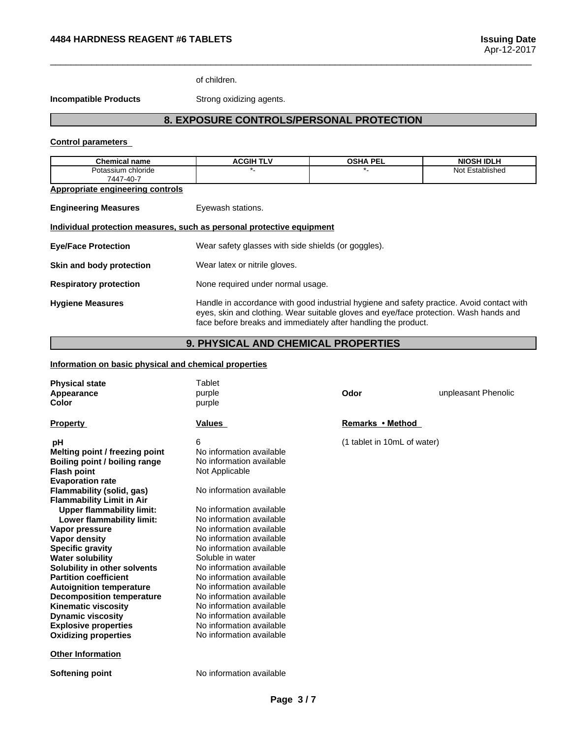of children.

**Incompatible Products** Strong oxidizing agents.

## 8. EXPOSURE CONTROLS/PERSONAL PROTECTION

**Control parameters**

| Chemical name | ACGIH TLV | OSHA PEL | NIOSH IDLH |
|---|---|---|---|
| Potassium chloride 7447-40-7 | *- | *- | Not Established |

**Appropriate engineering controls**

**Engineering Measures** Eyewash stations.

**Individual protection measures, such as personal protective equipment**

**Eye/Face Protection** Wear safety glasses with side shields (or goggles).

**Skin and body protection** Wear latex or nitrile gloves.

**Respiratory protection** None required under normal usage.

**Hygiene Measures** Handle in accordance with good industrial hygiene and safety practice. Avoid contact with eyes, skin and clothing. Wear suitable gloves and eye/face protection. Wash hands and face before breaks and immediately after handling the product.

## 9. PHYSICAL AND CHEMICAL PROPERTIES

**Information on basic physical and chemical properties**

**Physical state** Tablet
**Appearance** purple
**Color** purple
**Odor** unpleasant Phenolic

| Property | Values | Remarks • Method |
|---|---|---|
| **pH** | 6 | (1 tablet in 10mL of water) |
| **Melting point / freezing point** | No information available | |
| **Boiling point / boiling range** | No information available | |
| **Flash point** | Not Applicable | |
| **Evaporation rate** | | |
| **Flammability (solid, gas)** | No information available | |
| **Flammability Limit in Air** | | |
| **Upper flammability limit:** | No information available | |
| **Lower flammability limit:** | No information available | |
| **Vapor pressure** | No information available | |
| **Vapor density** | No information available | |
| **Specific gravity** | No information available | |
| **Water solubility** | Soluble in water | |
| **Solubility in other solvents** | No information available | |
| **Partition coefficient** | No information available | |
| **Autoignition temperature** | No information available | |
| **Decomposition temperature** | No information available | |
| **Kinematic viscosity** | No information available | |
| **Dynamic viscosity** | No information available | |
| **Explosive properties** | No information available | |
| **Oxidizing properties** | No information available | |

**Other Information**

**Softening point** No information available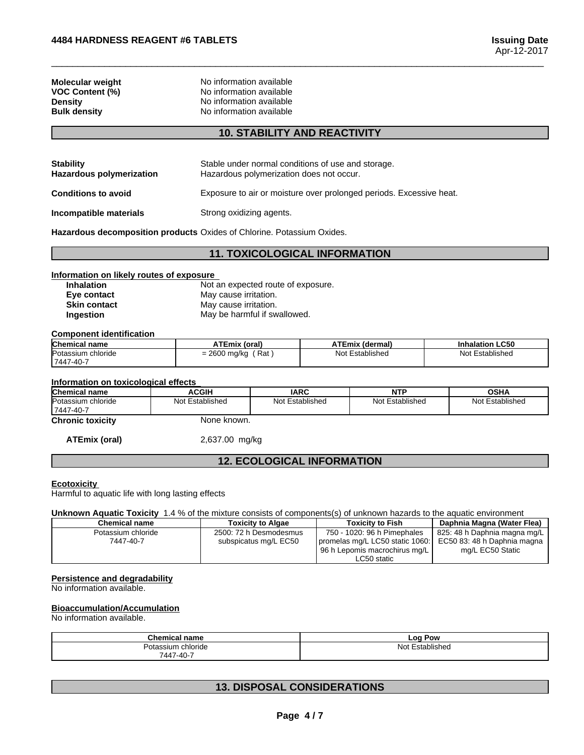| | |
|---|---|
| **Molecular weight** | No information available |
| **VOC Content (%)** | No information available |
| **Density** | No information available |
| **Bulk density** | No information available |

## 10. STABILITY AND REACTIVITY

| | |
|---|---|
| **Stability** | Stable under normal conditions of use and storage. |
| **Hazardous polymerization** | Hazardous polymerization does not occur. |
| **Conditions to avoid** | Exposure to air or moisture over prolonged periods. Excessive heat. |
| **Incompatible materials** | Strong oxidizing agents. |
| **Hazardous decomposition products** | Oxides of Chlorine. Potassium Oxides. |

## 11. TOXICOLOGICAL INFORMATION

**Information on likely routes of exposure**

| | |
|---|---|
| **Inhalation** | Not an expected route of exposure. |
| **Eye contact** | May cause irritation. |
| **Skin contact** | May cause irritation. |
| **Ingestion** | May be harmful if swallowed. |

**Component identification**

| Chemical name | ATEmix (oral) | ATEmix (dermal) | Inhalation LC50 |
|---|---|---|---|
| Potassium chloride 7447-40-7 | = 2600 mg/kg ( Rat ) | Not Established | Not Established |

**Information on toxicological effects**

| Chemical name | ACGIH | IARC | NTP | OSHA |
|---|---|---|---|---|
| Potassium chloride 7447-40-7 | Not Established | Not Established | Not Established | Not Established |

**Chronic toxicity** None known.

**ATEmix (oral)** 2,637.00 mg/kg

## 12. ECOLOGICAL INFORMATION

**Ecotoxicity**

Harmful to aquatic life with long lasting effects

**Unknown Aquatic Toxicity** 1.4 % of the mixture consists of components(s) of unknown hazards to the aquatic environment

| Chemical name | Toxicity to Algae | Toxicity to Fish | Daphnia Magna (Water Flea) |
|---|---|---|---|
| Potassium chloride 7447-40-7 | 2500: 72 h Desmodesmus subspicatus mg/L EC50 | 750 - 1020: 96 h Pimephales promelas mg/L LC50 static 1060: 96 h Lepomis macrochirus mg/L LC50 static | 825: 48 h Daphnia magna mg/L EC50 83: 48 h Daphnia magna mg/L EC50 Static |

**Persistence and degradability**

No information available.

**Bioaccumulation/Accumulation**

No information available.

| Chemical name | Log Pow |
|---|---|
| Potassium chloride 7447-40-7 | Not Established |

## 13. DISPOSAL CONSIDERATIONS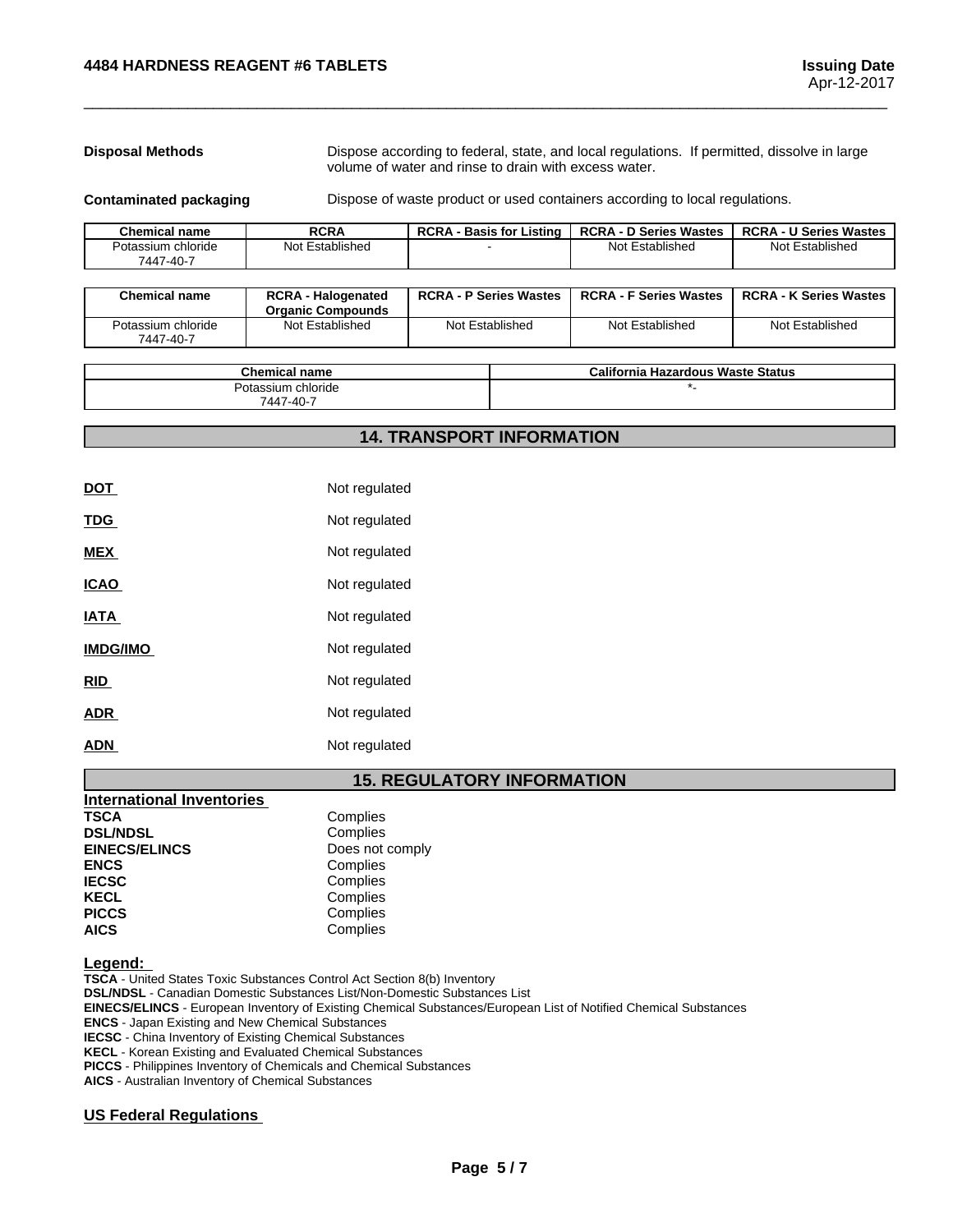**Disposal Methods** Dispose according to federal, state, and local regulations. If permitted, dissolve in large volume of water and rinse to drain with excess water.

**Contaminated packaging** Dispose of waste product or used containers according to local regulations.

| Chemical name | RCRA | RCRA - Basis for Listing | RCRA - D Series Wastes | RCRA - U Series Wastes |
|---|---|---|---|---|
| Potassium chloride 7447-40-7 | Not Established | - | Not Established | Not Established |

| Chemical name | RCRA - Halogenated Organic Compounds | RCRA - P Series Wastes | RCRA - F Series Wastes | RCRA - K Series Wastes |
|---|---|---|---|---|
| Potassium chloride 7447-40-7 | Not Established | Not Established | Not Established | Not Established |

| Chemical name | California Hazardous Waste Status |
|---|---|
| Potassium chloride 7447-40-7 | *- |

## 14. TRANSPORT INFORMATION

**DOT** Not regulated

**TDG** Not regulated

**MEX** Not regulated

**ICAO** Not regulated

**IATA** Not regulated

**IMDG/IMO** Not regulated

**RID** Not regulated

**ADR** Not regulated

**ADN** Not regulated

## 15. REGULATORY INFORMATION

### International Inventories

**TSCA** Complies
**DSL/NDSL** Complies
**EINECS/ELINCS** Does not comply
**ENCS** Complies
**IECSC** Complies
**KECL** Complies
**PICCS** Complies
**AICS** Complies

### Legend:

**TSCA** - United States Toxic Substances Control Act Section 8(b) Inventory
**DSL/NDSL** - Canadian Domestic Substances List/Non-Domestic Substances List
**EINECS/ELINCS** - European Inventory of Existing Chemical Substances/European List of Notified Chemical Substances
**ENCS** - Japan Existing and New Chemical Substances
**IECSC** - China Inventory of Existing Chemical Substances
**KECL** - Korean Existing and Evaluated Chemical Substances
**PICCS** - Philippines Inventory of Chemicals and Chemical Substances
**AICS** - Australian Inventory of Chemical Substances

### US Federal Regulations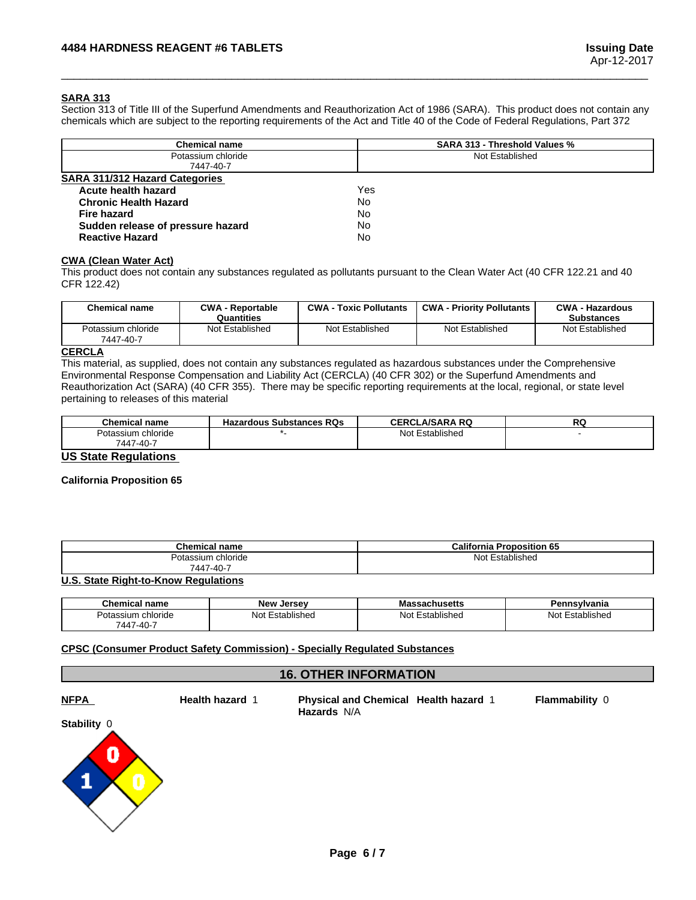**SARA 313**

Section 313 of Title III of the Superfund Amendments and Reauthorization Act of 1986 (SARA). This product does not contain any chemicals which are subject to the reporting requirements of the Act and Title 40 of the Code of Federal Regulations, Part 372

| Chemical name | SARA 313 - Threshold Values % |
|---|---|
| Potassium chloride 7447-40-7 | Not Established |

**SARA 311/312 Hazard Categories**

| | |
|---|---|
| **Acute health hazard** | Yes |
| **Chronic Health Hazard** | No |
| **Fire hazard** | No |
| **Sudden release of pressure hazard** | No |
| **Reactive Hazard** | No |

**CWA (Clean Water Act)**

This product does not contain any substances regulated as pollutants pursuant to the Clean Water Act (40 CFR 122.21 and 40 CFR 122.42)

| Chemical name | CWA - Reportable Quantities | CWA - Toxic Pollutants | CWA - Priority Pollutants | CWA - Hazardous Substances |
|---|---|---|---|---|
| Potassium chloride 7447-40-7 | Not Established | Not Established | Not Established | Not Established |

**CERCLA**

This material, as supplied, does not contain any substances regulated as hazardous substances under the Comprehensive Environmental Response Compensation and Liability Act (CERCLA) (40 CFR 302) or the Superfund Amendments and Reauthorization Act (SARA) (40 CFR 355). There may be specific reporting requirements at the local, regional, or state level pertaining to releases of this material

| Chemical name | Hazardous Substances RQs | CERCLA/SARA RQ | RQ |
|---|---|---|---|
| Potassium chloride 7447-40-7 | *- | Not Established | - |

**US State Regulations**

**California Proposition 65**

| Chemical name | California Proposition 65 |
|---|---|
| Potassium chloride 7447-40-7 | Not Established |

**U.S. State Right-to-Know Regulations**

| Chemical name | New Jersey | Massachusetts | Pennsylvania |
|---|---|---|---|
| Potassium chloride 7447-40-7 | Not Established | Not Established | Not Established |

**CPSC (Consumer Product Safety Commission) - Specially Regulated Substances**

## 16. OTHER INFORMATION

**NFPA** **Health hazard** 1 **Physical and Chemical Hazards** N/A **Health hazard** 1 **Flammability** 0

**Stability** 0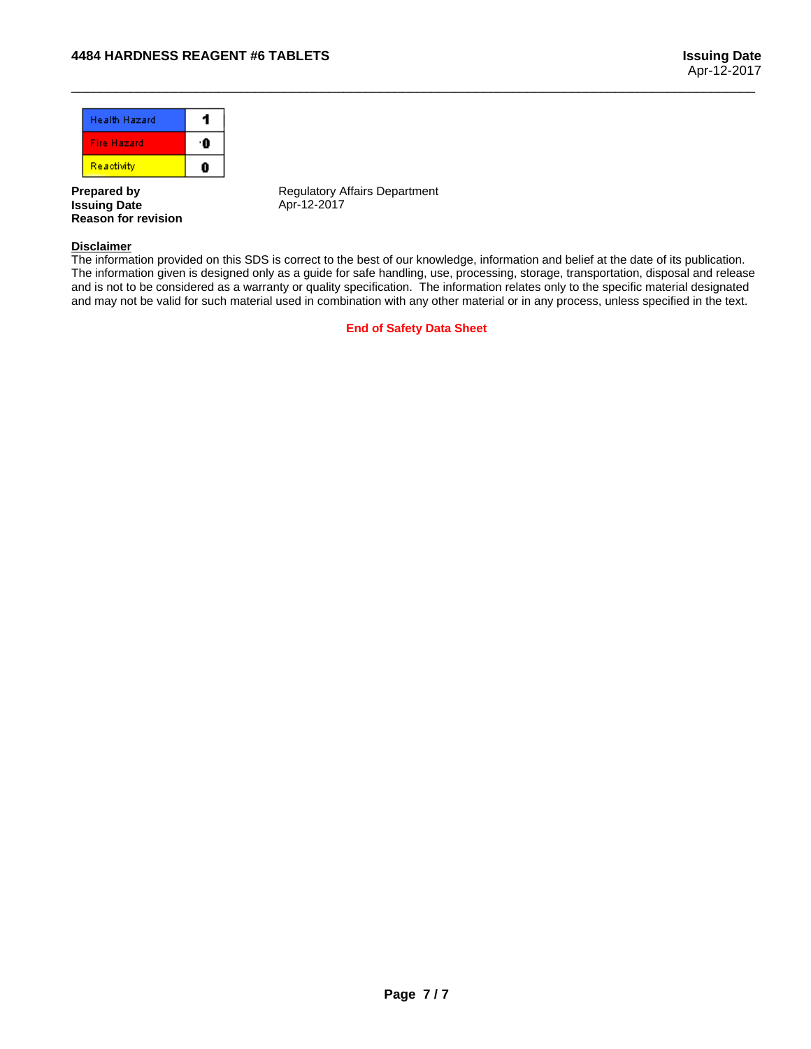| | |
|---|---|
| Health Hazard | 1 |
| Fire Hazard | 0 |
| Reactivity | 0 |

| | |
|---|---|
| **Prepared by** | Regulatory Affairs Department |
| **Issuing Date** | Apr-12-2017 |
| **Reason for revision** | |

**Disclaimer**

The information provided on this SDS is correct to the best of our knowledge, information and belief at the date of its publication. The information given is designed only as a guide for safe handling, use, processing, storage, transportation, disposal and release and is not to be considered as a warranty or quality specification. The information relates only to the specific material designated and may not be valid for such material used in combination with any other material or in any process, unless specified in the text.

**End of Safety Data Sheet**